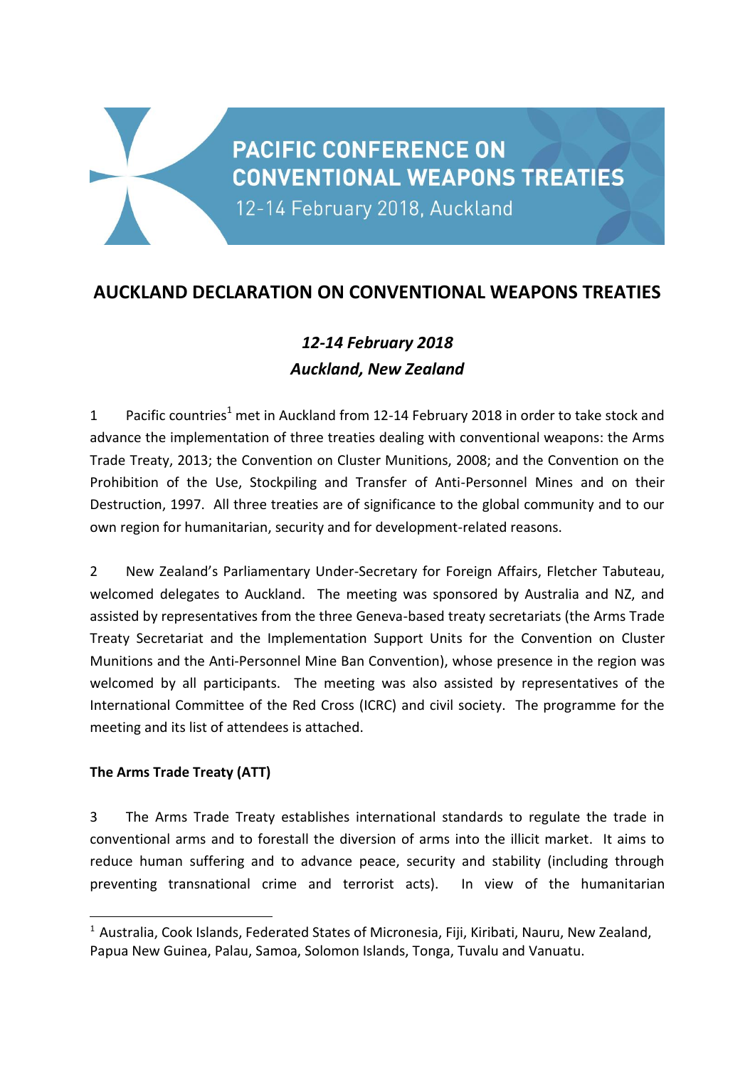**PACIFIC CONFERENCE ON CONVENTIONAL WEAPONS TREATIES**

12-14 February 2018, Auckland

# AUCKLAND DECLARATION ON CONVENTIONAL WEAPONS TREATIES

***12-14 February 2018***
***Auckland, New Zealand***

1 Pacific countries[1] met in Auckland from 12-14 February 2018 in order to take stock and advance the implementation of three treaties dealing with conventional weapons: the Arms Trade Treaty, 2013; the Convention on Cluster Munitions, 2008; and the Convention on the Prohibition of the Use, Stockpiling and Transfer of Anti-Personnel Mines and on their Destruction, 1997. All three treaties are of significance to the global community and to our own region for humanitarian, security and for development-related reasons.

2 New Zealand's Parliamentary Under-Secretary for Foreign Affairs, Fletcher Tabuteau, welcomed delegates to Auckland. The meeting was sponsored by Australia and NZ, and assisted by representatives from the three Geneva-based treaty secretariats (the Arms Trade Treaty Secretariat and the Implementation Support Units for the Convention on Cluster Munitions and the Anti-Personnel Mine Ban Convention), whose presence in the region was welcomed by all participants. The meeting was also assisted by representatives of the International Committee of the Red Cross (ICRC) and civil society. The programme for the meeting and its list of attendees is attached.

**The Arms Trade Treaty (ATT)**

3 The Arms Trade Treaty establishes international standards to regulate the trade in conventional arms and to forestall the diversion of arms into the illicit market. It aims to reduce human suffering and to advance peace, security and stability (including through preventing transnational crime and terrorist acts). In view of the humanitarian

[1] Australia, Cook Islands, Federated States of Micronesia, Fiji, Kiribati, Nauru, New Zealand, Papua New Guinea, Palau, Samoa, Solomon Islands, Tonga, Tuvalu and Vanuatu.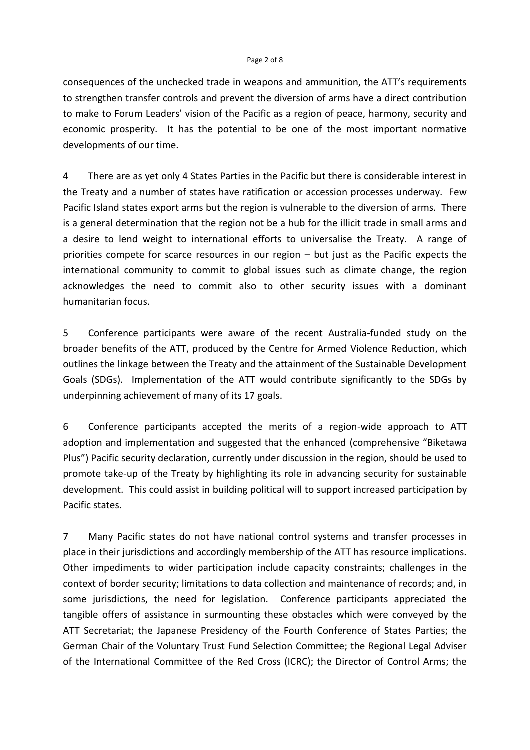consequences of the unchecked trade in weapons and ammunition, the ATT's requirements to strengthen transfer controls and prevent the diversion of arms have a direct contribution to make to Forum Leaders' vision of the Pacific as a region of peace, harmony, security and economic prosperity. It has the potential to be one of the most important normative developments of our time.

4 There are as yet only 4 States Parties in the Pacific but there is considerable interest in the Treaty and a number of states have ratification or accession processes underway. Few Pacific Island states export arms but the region is vulnerable to the diversion of arms. There is a general determination that the region not be a hub for the illicit trade in small arms and a desire to lend weight to international efforts to universalise the Treaty. A range of priorities compete for scarce resources in our region – but just as the Pacific expects the international community to commit to global issues such as climate change, the region acknowledges the need to commit also to other security issues with a dominant humanitarian focus.

5 Conference participants were aware of the recent Australia-funded study on the broader benefits of the ATT, produced by the Centre for Armed Violence Reduction, which outlines the linkage between the Treaty and the attainment of the Sustainable Development Goals (SDGs). Implementation of the ATT would contribute significantly to the SDGs by underpinning achievement of many of its 17 goals.

6 Conference participants accepted the merits of a region-wide approach to ATT adoption and implementation and suggested that the enhanced (comprehensive "Biketawa Plus") Pacific security declaration, currently under discussion in the region, should be used to promote take-up of the Treaty by highlighting its role in advancing security for sustainable development. This could assist in building political will to support increased participation by Pacific states.

7 Many Pacific states do not have national control systems and transfer processes in place in their jurisdictions and accordingly membership of the ATT has resource implications. Other impediments to wider participation include capacity constraints; challenges in the context of border security; limitations to data collection and maintenance of records; and, in some jurisdictions, the need for legislation. Conference participants appreciated the tangible offers of assistance in surmounting these obstacles which were conveyed by the ATT Secretariat; the Japanese Presidency of the Fourth Conference of States Parties; the German Chair of the Voluntary Trust Fund Selection Committee; the Regional Legal Adviser of the International Committee of the Red Cross (ICRC); the Director of Control Arms; the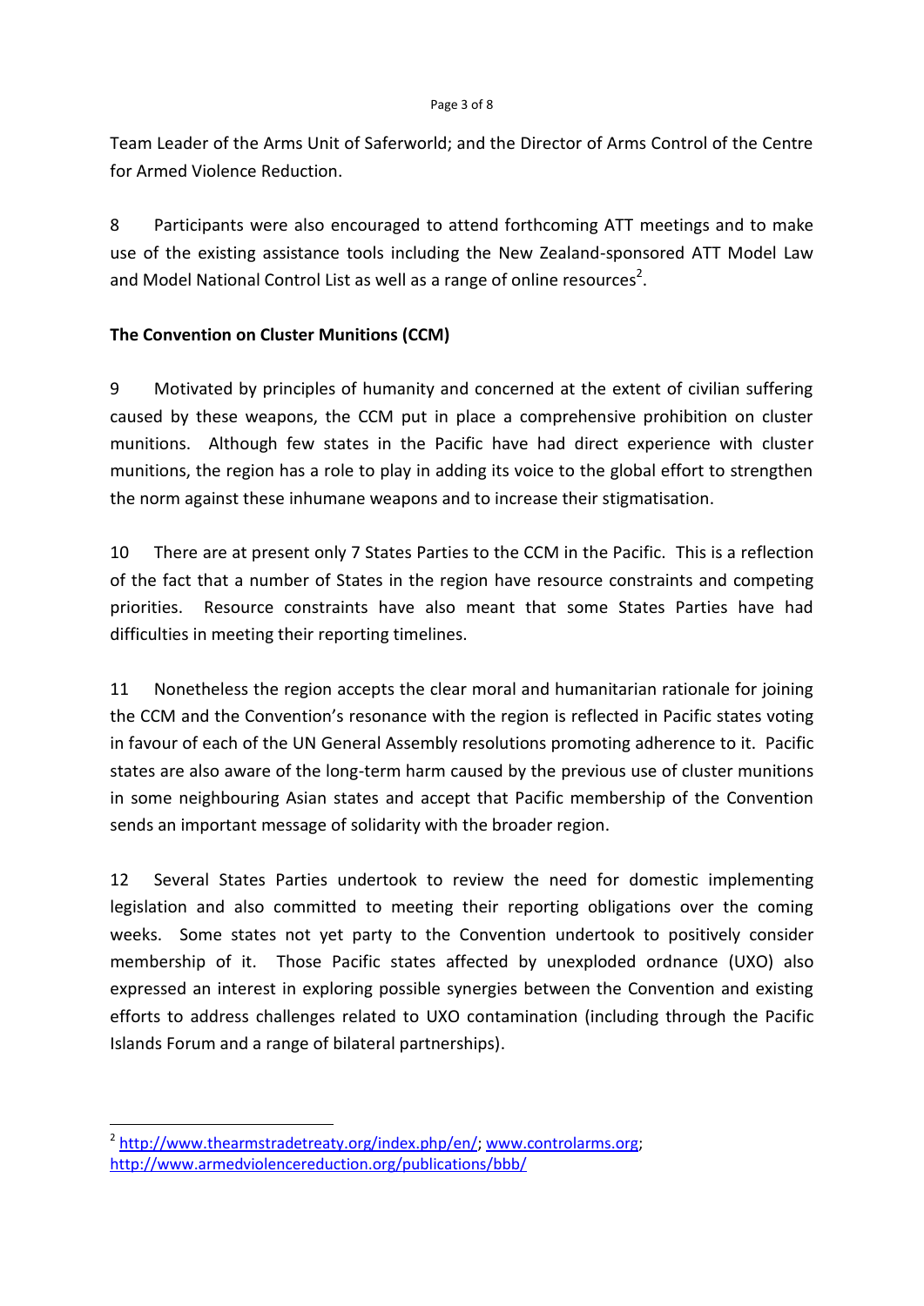Team Leader of the Arms Unit of Saferworld; and the Director of Arms Control of the Centre for Armed Violence Reduction.

8 Participants were also encouraged to attend forthcoming ATT meetings and to make use of the existing assistance tools including the New Zealand-sponsored ATT Model Law and Model National Control List as well as a range of online resources[2].

**The Convention on Cluster Munitions (CCM)**

9 Motivated by principles of humanity and concerned at the extent of civilian suffering caused by these weapons, the CCM put in place a comprehensive prohibition on cluster munitions. Although few states in the Pacific have had direct experience with cluster munitions, the region has a role to play in adding its voice to the global effort to strengthen the norm against these inhumane weapons and to increase their stigmatisation.

10 There are at present only 7 States Parties to the CCM in the Pacific. This is a reflection of the fact that a number of States in the region have resource constraints and competing priorities. Resource constraints have also meant that some States Parties have had difficulties in meeting their reporting timelines.

11 Nonetheless the region accepts the clear moral and humanitarian rationale for joining the CCM and the Convention's resonance with the region is reflected in Pacific states voting in favour of each of the UN General Assembly resolutions promoting adherence to it. Pacific states are also aware of the long-term harm caused by the previous use of cluster munitions in some neighbouring Asian states and accept that Pacific membership of the Convention sends an important message of solidarity with the broader region.

12 Several States Parties undertook to review the need for domestic implementing legislation and also committed to meeting their reporting obligations over the coming weeks. Some states not yet party to the Convention undertook to positively consider membership of it. Those Pacific states affected by unexploded ordnance (UXO) also expressed an interest in exploring possible synergies between the Convention and existing efforts to address challenges related to UXO contamination (including through the Pacific Islands Forum and a range of bilateral partnerships).

---

[2] http://www.thearmstradetreaty.org/index.php/en/; www.controlarms.org; http://www.armedviolencereduction.org/publications/bbb/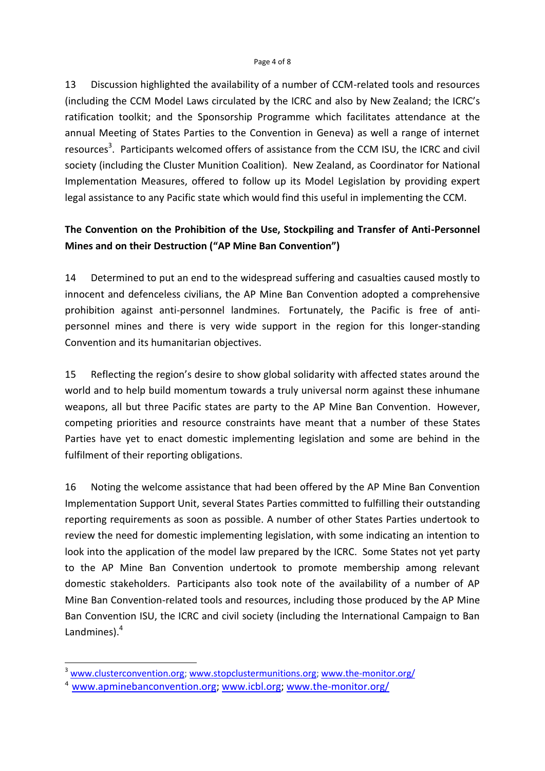13 Discussion highlighted the availability of a number of CCM-related tools and resources (including the CCM Model Laws circulated by the ICRC and also by New Zealand; the ICRC's ratification toolkit; and the Sponsorship Programme which facilitates attendance at the annual Meeting of States Parties to the Convention in Geneva) as well a range of internet resources[3]. Participants welcomed offers of assistance from the CCM ISU, the ICRC and civil society (including the Cluster Munition Coalition). New Zealand, as Coordinator for National Implementation Measures, offered to follow up its Model Legislation by providing expert legal assistance to any Pacific state which would find this useful in implementing the CCM.

**The Convention on the Prohibition of the Use, Stockpiling and Transfer of Anti-Personnel Mines and on their Destruction ("AP Mine Ban Convention")**

14 Determined to put an end to the widespread suffering and casualties caused mostly to innocent and defenceless civilians, the AP Mine Ban Convention adopted a comprehensive prohibition against anti-personnel landmines. Fortunately, the Pacific is free of anti-personnel mines and there is very wide support in the region for this longer-standing Convention and its humanitarian objectives.

15 Reflecting the region's desire to show global solidarity with affected states around the world and to help build momentum towards a truly universal norm against these inhumane weapons, all but three Pacific states are party to the AP Mine Ban Convention. However, competing priorities and resource constraints have meant that a number of these States Parties have yet to enact domestic implementing legislation and some are behind in the fulfilment of their reporting obligations.

16 Noting the welcome assistance that had been offered by the AP Mine Ban Convention Implementation Support Unit, several States Parties committed to fulfilling their outstanding reporting requirements as soon as possible. A number of other States Parties undertook to review the need for domestic implementing legislation, with some indicating an intention to look into the application of the model law prepared by the ICRC. Some States not yet party to the AP Mine Ban Convention undertook to promote membership among relevant domestic stakeholders. Participants also took note of the availability of a number of AP Mine Ban Convention-related tools and resources, including those produced by the AP Mine Ban Convention ISU, the ICRC and civil society (including the International Campaign to Ban Landmines).[4]

---

[3] www.clusterconvention.org; www.stopclustermunitions.org; www.the-monitor.org/

[4] www.apminebanconvention.org; www.icbl.org; www.the-monitor.org/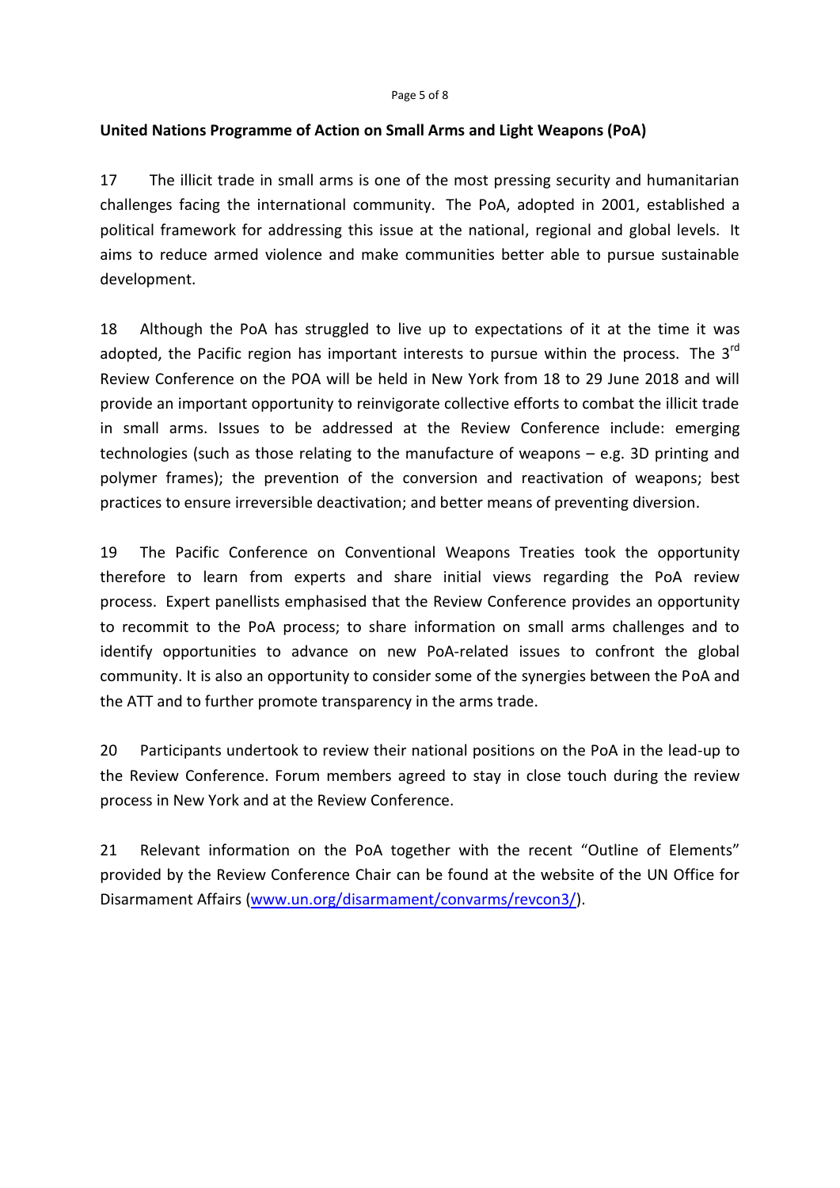**United Nations Programme of Action on Small Arms and Light Weapons (PoA)**

17 The illicit trade in small arms is one of the most pressing security and humanitarian challenges facing the international community. The PoA, adopted in 2001, established a political framework for addressing this issue at the national, regional and global levels. It aims to reduce armed violence and make communities better able to pursue sustainable development.

18 Although the PoA has struggled to live up to expectations of it at the time it was adopted, the Pacific region has important interests to pursue within the process. The 3rd Review Conference on the POA will be held in New York from 18 to 29 June 2018 and will provide an important opportunity to reinvigorate collective efforts to combat the illicit trade in small arms. Issues to be addressed at the Review Conference include: emerging technologies (such as those relating to the manufacture of weapons – e.g. 3D printing and polymer frames); the prevention of the conversion and reactivation of weapons; best practices to ensure irreversible deactivation; and better means of preventing diversion.

19 The Pacific Conference on Conventional Weapons Treaties took the opportunity therefore to learn from experts and share initial views regarding the PoA review process. Expert panellists emphasised that the Review Conference provides an opportunity to recommit to the PoA process; to share information on small arms challenges and to identify opportunities to advance on new PoA-related issues to confront the global community. It is also an opportunity to consider some of the synergies between the PoA and the ATT and to further promote transparency in the arms trade.

20 Participants undertook to review their national positions on the PoA in the lead-up to the Review Conference. Forum members agreed to stay in close touch during the review process in New York and at the Review Conference.

21 Relevant information on the PoA together with the recent "Outline of Elements" provided by the Review Conference Chair can be found at the website of the UN Office for Disarmament Affairs ([www.un.org/disarmament/convarms/revcon3/](www.un.org/disarmament/convarms/revcon3/)).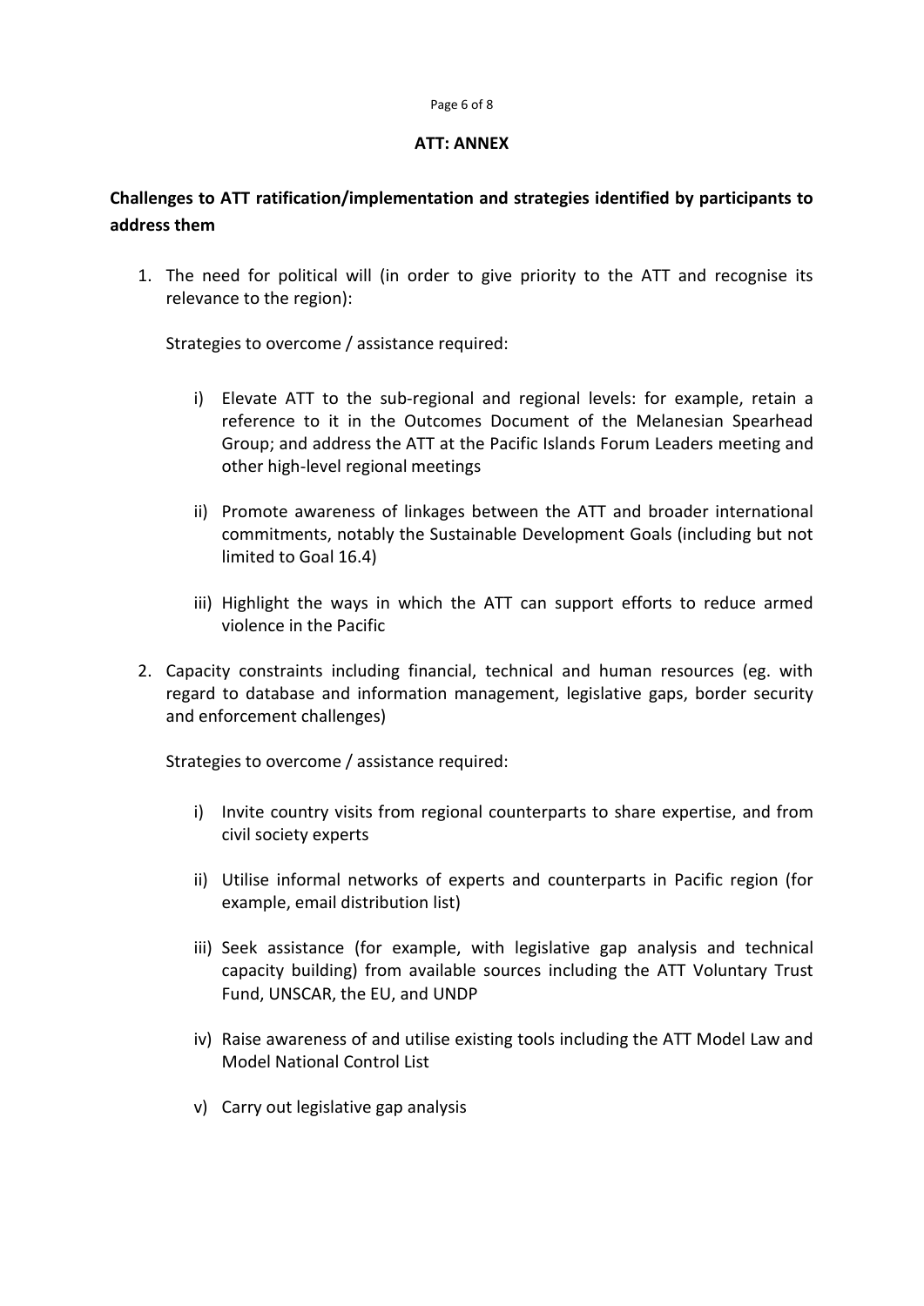## ATT: ANNEX

**Challenges to ATT ratification/implementation and strategies identified by participants to address them**

1. The need for political will (in order to give priority to the ATT and recognise its relevance to the region):

   Strategies to overcome / assistance required:

   i) Elevate ATT to the sub-regional and regional levels: for example, retain a reference to it in the Outcomes Document of the Melanesian Spearhead Group; and address the ATT at the Pacific Islands Forum Leaders meeting and other high-level regional meetings

   ii) Promote awareness of linkages between the ATT and broader international commitments, notably the Sustainable Development Goals (including but not limited to Goal 16.4)

   iii) Highlight the ways in which the ATT can support efforts to reduce armed violence in the Pacific

2. Capacity constraints including financial, technical and human resources (eg. with regard to database and information management, legislative gaps, border security and enforcement challenges)

   Strategies to overcome / assistance required:

   i) Invite country visits from regional counterparts to share expertise, and from civil society experts

   ii) Utilise informal networks of experts and counterparts in Pacific region (for example, email distribution list)

   iii) Seek assistance (for example, with legislative gap analysis and technical capacity building) from available sources including the ATT Voluntary Trust Fund, UNSCAR, the EU, and UNDP

   iv) Raise awareness of and utilise existing tools including the ATT Model Law and Model National Control List

   v) Carry out legislative gap analysis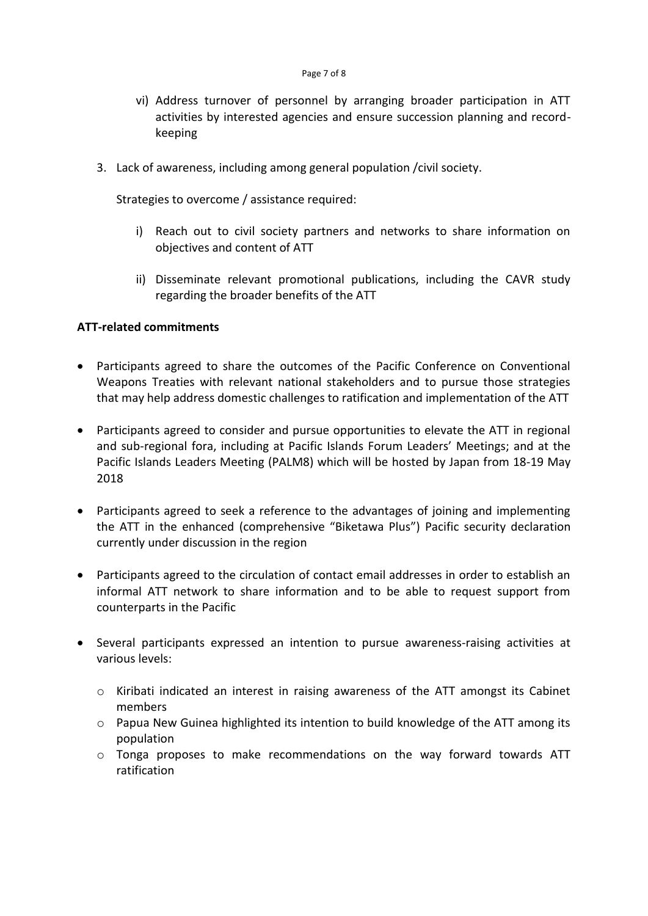vi) Address turnover of personnel by arranging broader participation in ATT activities by interested agencies and ensure succession planning and record-keeping

3. Lack of awareness, including among general population /civil society.

   Strategies to overcome / assistance required:

   i) Reach out to civil society partners and networks to share information on objectives and content of ATT

   ii) Disseminate relevant promotional publications, including the CAVR study regarding the broader benefits of the ATT

**ATT-related commitments**

- Participants agreed to share the outcomes of the Pacific Conference on Conventional Weapons Treaties with relevant national stakeholders and to pursue those strategies that may help address domestic challenges to ratification and implementation of the ATT

- Participants agreed to consider and pursue opportunities to elevate the ATT in regional and sub-regional fora, including at Pacific Islands Forum Leaders' Meetings; and at the Pacific Islands Leaders Meeting (PALM8) which will be hosted by Japan from 18-19 May 2018

- Participants agreed to seek a reference to the advantages of joining and implementing the ATT in the enhanced (comprehensive "Biketawa Plus") Pacific security declaration currently under discussion in the region

- Participants agreed to the circulation of contact email addresses in order to establish an informal ATT network to share information and to be able to request support from counterparts in the Pacific

- Several participants expressed an intention to pursue awareness-raising activities at various levels:
  - Kiribati indicated an interest in raising awareness of the ATT amongst its Cabinet members
  - Papua New Guinea highlighted its intention to build knowledge of the ATT among its population
  - Tonga proposes to make recommendations on the way forward towards ATT ratification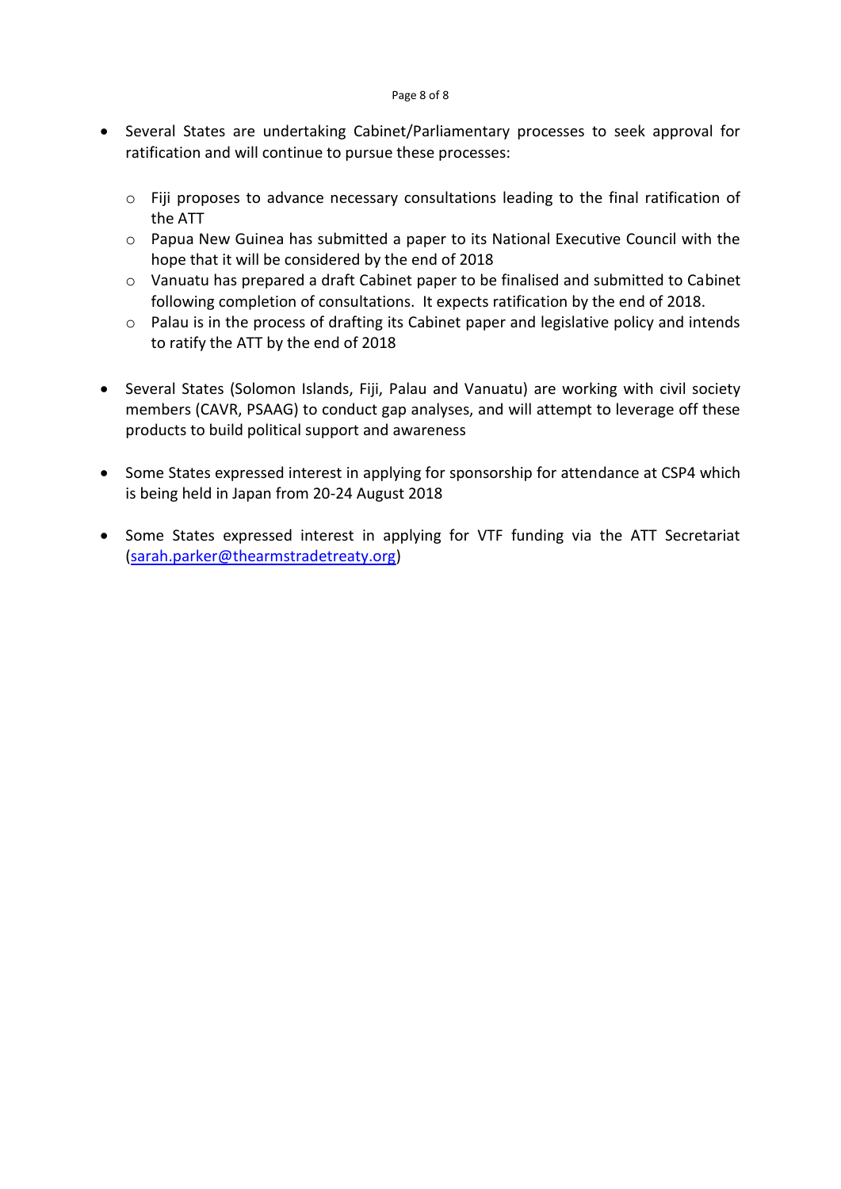- Several States are undertaking Cabinet/Parliamentary processes to seek approval for ratification and will continue to pursue these processes:

    - Fiji proposes to advance necessary consultations leading to the final ratification of the ATT
    - Papua New Guinea has submitted a paper to its National Executive Council with the hope that it will be considered by the end of 2018
    - Vanuatu has prepared a draft Cabinet paper to be finalised and submitted to Cabinet following completion of consultations. It expects ratification by the end of 2018.
    - Palau is in the process of drafting its Cabinet paper and legislative policy and intends to ratify the ATT by the end of 2018

- Several States (Solomon Islands, Fiji, Palau and Vanuatu) are working with civil society members (CAVR, PSAAG) to conduct gap analyses, and will attempt to leverage off these products to build political support and awareness

- Some States expressed interest in applying for sponsorship for attendance at CSP4 which is being held in Japan from 20-24 August 2018

- Some States expressed interest in applying for VTF funding via the ATT Secretariat (sarah.parker@thearmstradetreaty.org)